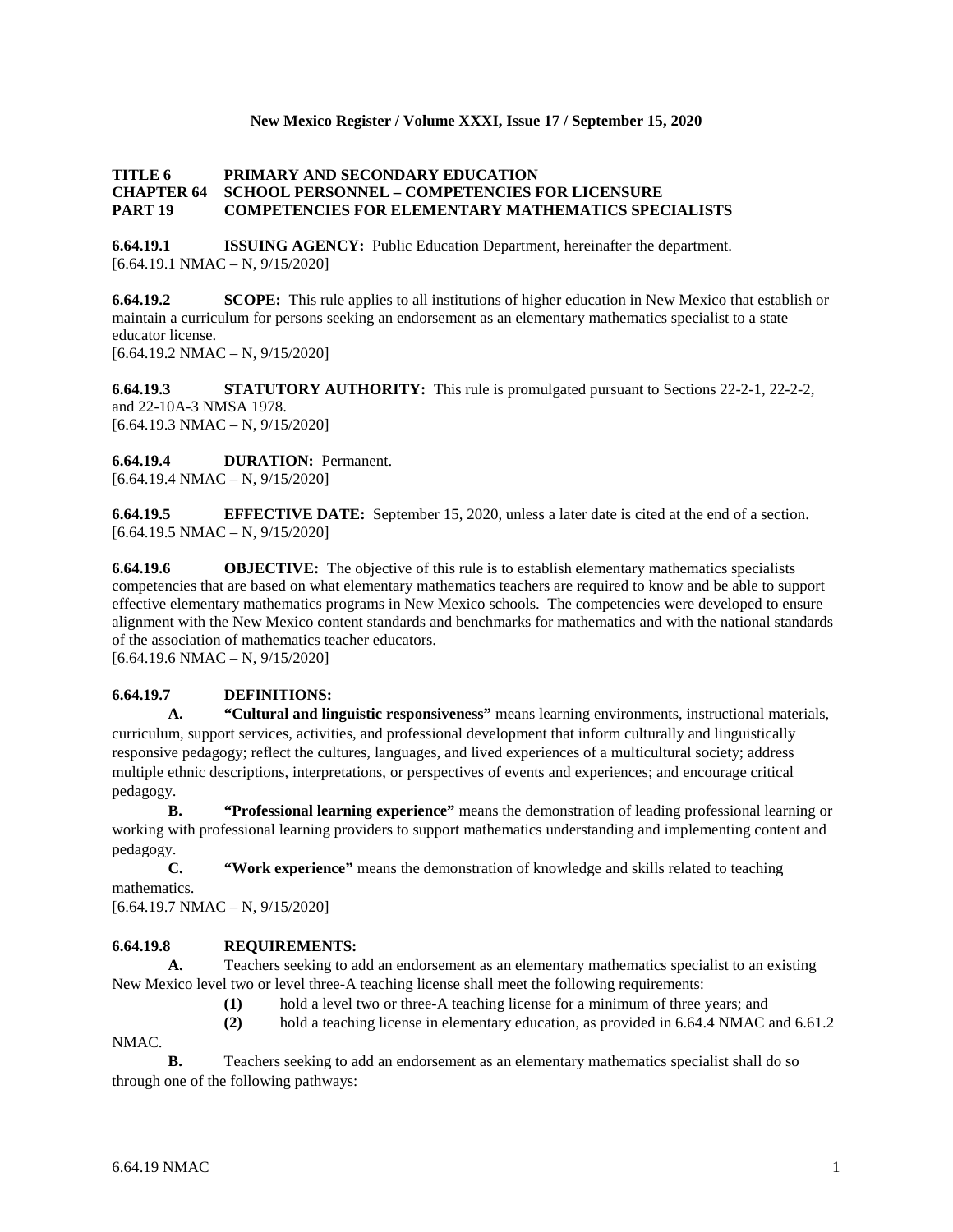**TITLE 6 PRIMARY AND SECONDARY EDUCATION**
**CHAPTER 64 SCHOOL PERSONNEL – COMPETENCIES FOR LICENSURE**
**PART 19 COMPETENCIES FOR ELEMENTARY MATHEMATICS SPECIALISTS**

**6.64.19.1 ISSUING AGENCY:** Public Education Department, hereinafter the department.
[6.64.19.1 NMAC – N, 9/15/2020]

**6.64.19.2 SCOPE:** This rule applies to all institutions of higher education in New Mexico that establish or maintain a curriculum for persons seeking an endorsement as an elementary mathematics specialist to a state educator license.
[6.64.19.2 NMAC – N, 9/15/2020]

**6.64.19.3 STATUTORY AUTHORITY:** This rule is promulgated pursuant to Sections 22-2-1, 22-2-2, and 22-10A-3 NMSA 1978.
[6.64.19.3 NMAC – N, 9/15/2020]

**6.64.19.4 DURATION:** Permanent.
[6.64.19.4 NMAC – N, 9/15/2020]

**6.64.19.5 EFFECTIVE DATE:** September 15, 2020, unless a later date is cited at the end of a section.
[6.64.19.5 NMAC – N, 9/15/2020]

**6.64.19.6 OBJECTIVE:** The objective of this rule is to establish elementary mathematics specialists competencies that are based on what elementary mathematics teachers are required to know and be able to support effective elementary mathematics programs in New Mexico schools. The competencies were developed to ensure alignment with the New Mexico content standards and benchmarks for mathematics and with the national standards of the association of mathematics teacher educators.
[6.64.19.6 NMAC – N, 9/15/2020]

**6.64.19.7 DEFINITIONS:**

**A. "Cultural and linguistic responsiveness"** means learning environments, instructional materials, curriculum, support services, activities, and professional development that inform culturally and linguistically responsive pedagogy; reflect the cultures, languages, and lived experiences of a multicultural society; address multiple ethnic descriptions, interpretations, or perspectives of events and experiences; and encourage critical pedagogy.

**B. "Professional learning experience"** means the demonstration of leading professional learning or working with professional learning providers to support mathematics understanding and implementing content and pedagogy.

**C. "Work experience"** means the demonstration of knowledge and skills related to teaching mathematics.

[6.64.19.7 NMAC – N, 9/15/2020]

**6.64.19.8 REQUIREMENTS:**

**A.** Teachers seeking to add an endorsement as an elementary mathematics specialist to an existing New Mexico level two or level three-A teaching license shall meet the following requirements:

**(1)** hold a level two or three-A teaching license for a minimum of three years; and

**(2)** hold a teaching license in elementary education, as provided in 6.64.4 NMAC and 6.61.2 NMAC.

**B.** Teachers seeking to add an endorsement as an elementary mathematics specialist shall do so through one of the following pathways: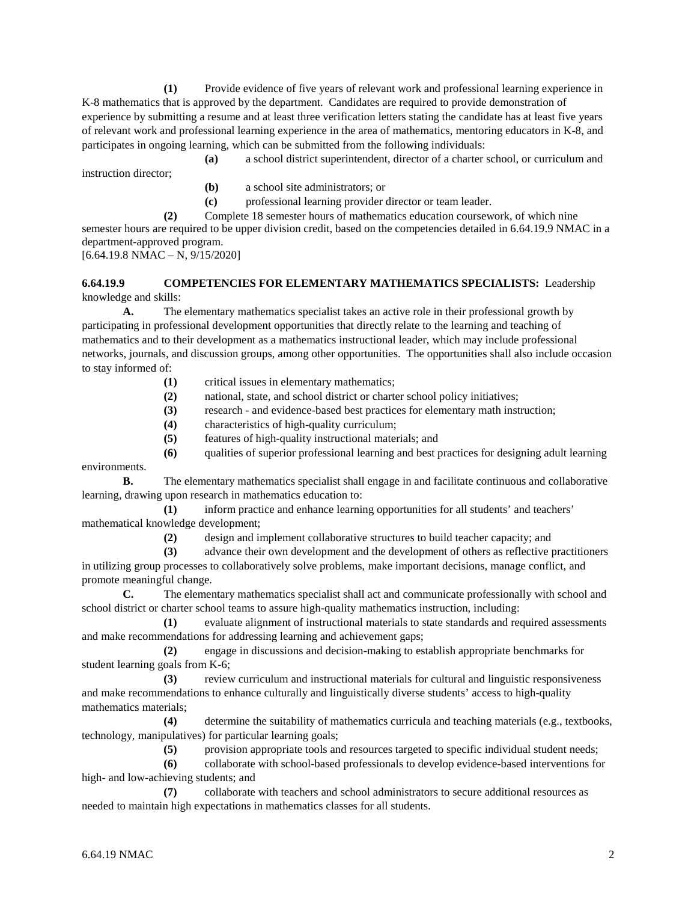**(1)** Provide evidence of five years of relevant work and professional learning experience in K-8 mathematics that is approved by the department. Candidates are required to provide demonstration of experience by submitting a resume and at least three verification letters stating the candidate has at least five years of relevant work and professional learning experience in the area of mathematics, mentoring educators in K-8, and participates in ongoing learning, which can be submitted from the following individuals:

**(a)** a school district superintendent, director of a charter school, or curriculum and instruction director;

**(b)** a school site administrators; or

**(c)** professional learning provider director or team leader.

**(2)** Complete 18 semester hours of mathematics education coursework, of which nine semester hours are required to be upper division credit, based on the competencies detailed in 6.64.19.9 NMAC in a department-approved program.

[6.64.19.8 NMAC – N, 9/15/2020]

**6.64.19.9 COMPETENCIES FOR ELEMENTARY MATHEMATICS SPECIALISTS:** Leadership knowledge and skills:

**A.** The elementary mathematics specialist takes an active role in their professional growth by participating in professional development opportunities that directly relate to the learning and teaching of mathematics and to their development as a mathematics instructional leader, which may include professional networks, journals, and discussion groups, among other opportunities. The opportunities shall also include occasion to stay informed of:

**(1)** critical issues in elementary mathematics;

**(2)** national, state, and school district or charter school policy initiatives;

**(3)** research - and evidence-based best practices for elementary math instruction;

**(4)** characteristics of high-quality curriculum;

**(5)** features of high-quality instructional materials; and

**(6)** qualities of superior professional learning and best practices for designing adult learning environments.

**B.** The elementary mathematics specialist shall engage in and facilitate continuous and collaborative learning, drawing upon research in mathematics education to:

**(1)** inform practice and enhance learning opportunities for all students' and teachers' mathematical knowledge development;

**(2)** design and implement collaborative structures to build teacher capacity; and

**(3)** advance their own development and the development of others as reflective practitioners in utilizing group processes to collaboratively solve problems, make important decisions, manage conflict, and promote meaningful change.

**C.** The elementary mathematics specialist shall act and communicate professionally with school and school district or charter school teams to assure high-quality mathematics instruction, including:

**(1)** evaluate alignment of instructional materials to state standards and required assessments and make recommendations for addressing learning and achievement gaps;

**(2)** engage in discussions and decision-making to establish appropriate benchmarks for student learning goals from K-6;

**(3)** review curriculum and instructional materials for cultural and linguistic responsiveness and make recommendations to enhance culturally and linguistically diverse students' access to high-quality mathematics materials;

**(4)** determine the suitability of mathematics curricula and teaching materials (e.g., textbooks, technology, manipulatives) for particular learning goals;

**(5)** provision appropriate tools and resources targeted to specific individual student needs;

**(6)** collaborate with school-based professionals to develop evidence-based interventions for high- and low-achieving students; and

**(7)** collaborate with teachers and school administrators to secure additional resources as needed to maintain high expectations in mathematics classes for all students.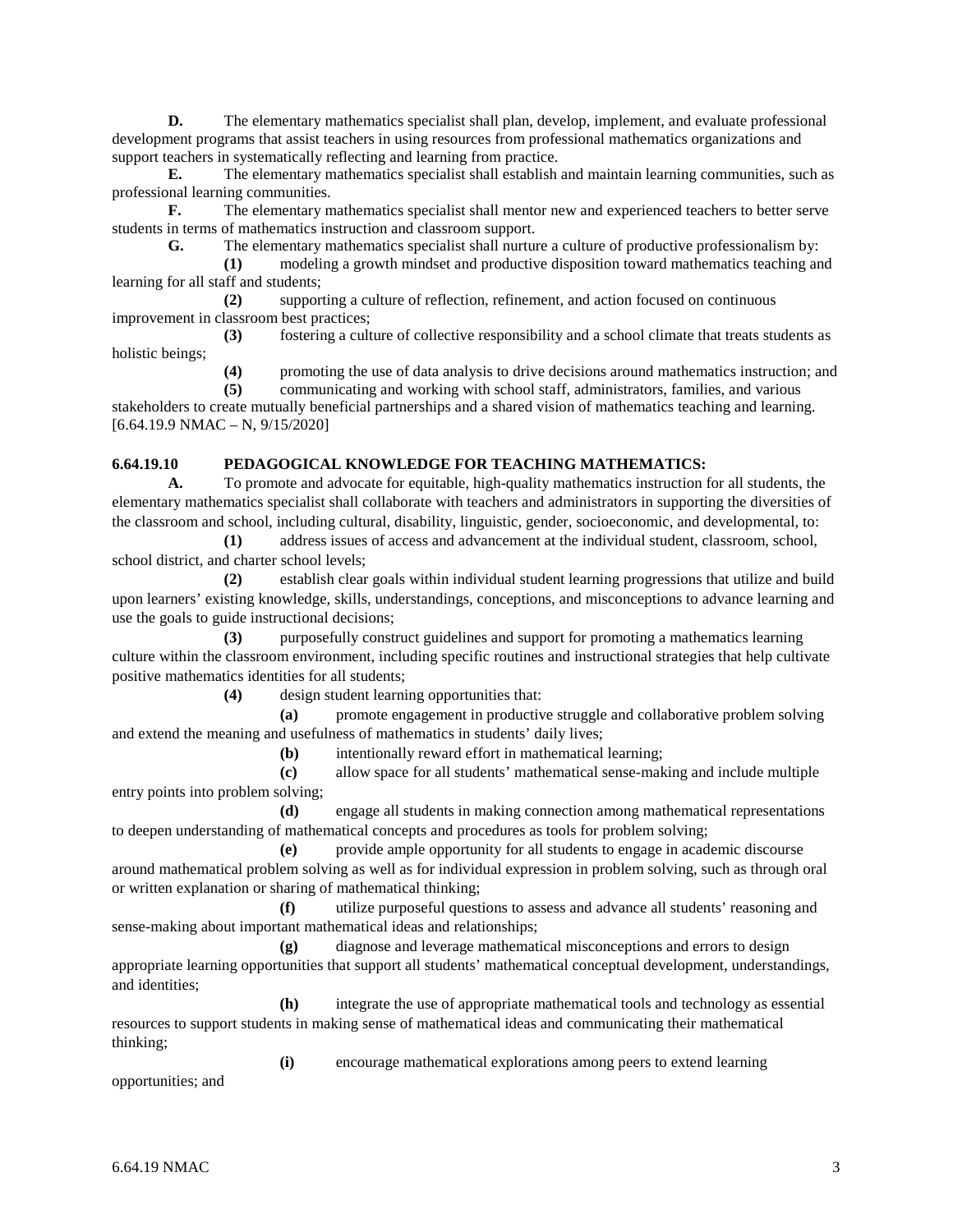**D.** The elementary mathematics specialist shall plan, develop, implement, and evaluate professional development programs that assist teachers in using resources from professional mathematics organizations and support teachers in systematically reflecting and learning from practice.

**E.** The elementary mathematics specialist shall establish and maintain learning communities, such as professional learning communities.

**F.** The elementary mathematics specialist shall mentor new and experienced teachers to better serve students in terms of mathematics instruction and classroom support.

**G.** The elementary mathematics specialist shall nurture a culture of productive professionalism by:

**(1)** modeling a growth mindset and productive disposition toward mathematics teaching and learning for all staff and students;

**(2)** supporting a culture of reflection, refinement, and action focused on continuous improvement in classroom best practices;

**(3)** fostering a culture of collective responsibility and a school climate that treats students as holistic beings;

**(4)** promoting the use of data analysis to drive decisions around mathematics instruction; and

**(5)** communicating and working with school staff, administrators, families, and various stakeholders to create mutually beneficial partnerships and a shared vision of mathematics teaching and learning.

[6.64.19.9 NMAC – N, 9/15/2020]

**6.64.19.10 PEDAGOGICAL KNOWLEDGE FOR TEACHING MATHEMATICS:**

**A.** To promote and advocate for equitable, high-quality mathematics instruction for all students, the elementary mathematics specialist shall collaborate with teachers and administrators in supporting the diversities of the classroom and school, including cultural, disability, linguistic, gender, socioeconomic, and developmental, to:

**(1)** address issues of access and advancement at the individual student, classroom, school, school district, and charter school levels;

**(2)** establish clear goals within individual student learning progressions that utilize and build upon learners' existing knowledge, skills, understandings, conceptions, and misconceptions to advance learning and use the goals to guide instructional decisions;

**(3)** purposefully construct guidelines and support for promoting a mathematics learning culture within the classroom environment, including specific routines and instructional strategies that help cultivate positive mathematics identities for all students;

**(4)** design student learning opportunities that:

**(a)** promote engagement in productive struggle and collaborative problem solving and extend the meaning and usefulness of mathematics in students' daily lives;

**(b)** intentionally reward effort in mathematical learning;

**(c)** allow space for all students' mathematical sense-making and include multiple entry points into problem solving;

**(d)** engage all students in making connection among mathematical representations to deepen understanding of mathematical concepts and procedures as tools for problem solving;

**(e)** provide ample opportunity for all students to engage in academic discourse around mathematical problem solving as well as for individual expression in problem solving, such as through oral or written explanation or sharing of mathematical thinking;

**(f)** utilize purposeful questions to assess and advance all students' reasoning and sense-making about important mathematical ideas and relationships;

**(g)** diagnose and leverage mathematical misconceptions and errors to design appropriate learning opportunities that support all students' mathematical conceptual development, understandings, and identities;

**(h)** integrate the use of appropriate mathematical tools and technology as essential resources to support students in making sense of mathematical ideas and communicating their mathematical thinking;

**(i)** encourage mathematical explorations among peers to extend learning opportunities; and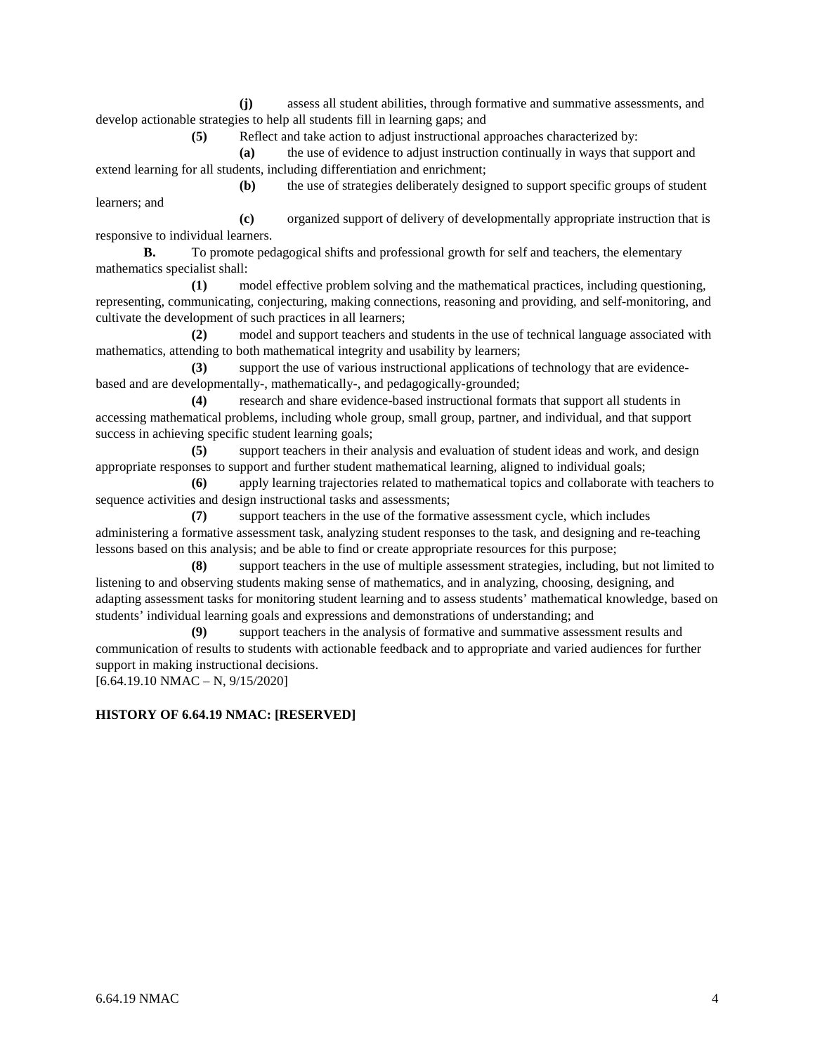**(j)** assess all student abilities, through formative and summative assessments, and develop actionable strategies to help all students fill in learning gaps; and

**(5)** Reflect and take action to adjust instructional approaches characterized by:

**(a)** the use of evidence to adjust instruction continually in ways that support and extend learning for all students, including differentiation and enrichment;

**(b)** the use of strategies deliberately designed to support specific groups of student learners; and

**(c)** organized support of delivery of developmentally appropriate instruction that is responsive to individual learners.

**B.** To promote pedagogical shifts and professional growth for self and teachers, the elementary mathematics specialist shall:

**(1)** model effective problem solving and the mathematical practices, including questioning, representing, communicating, conjecturing, making connections, reasoning and providing, and self-monitoring, and cultivate the development of such practices in all learners;

**(2)** model and support teachers and students in the use of technical language associated with mathematics, attending to both mathematical integrity and usability by learners;

**(3)** support the use of various instructional applications of technology that are evidence-based and are developmentally-, mathematically-, and pedagogically-grounded;

**(4)** research and share evidence-based instructional formats that support all students in accessing mathematical problems, including whole group, small group, partner, and individual, and that support success in achieving specific student learning goals;

**(5)** support teachers in their analysis and evaluation of student ideas and work, and design appropriate responses to support and further student mathematical learning, aligned to individual goals;

**(6)** apply learning trajectories related to mathematical topics and collaborate with teachers to sequence activities and design instructional tasks and assessments;

**(7)** support teachers in the use of the formative assessment cycle, which includes administering a formative assessment task, analyzing student responses to the task, and designing and re-teaching lessons based on this analysis; and be able to find or create appropriate resources for this purpose;

**(8)** support teachers in the use of multiple assessment strategies, including, but not limited to listening to and observing students making sense of mathematics, and in analyzing, choosing, designing, and adapting assessment tasks for monitoring student learning and to assess students' mathematical knowledge, based on students' individual learning goals and expressions and demonstrations of understanding; and

**(9)** support teachers in the analysis of formative and summative assessment results and communication of results to students with actionable feedback and to appropriate and varied audiences for further support in making instructional decisions.

[6.64.19.10 NMAC – N, 9/15/2020]

**HISTORY OF 6.64.19 NMAC: [RESERVED]**